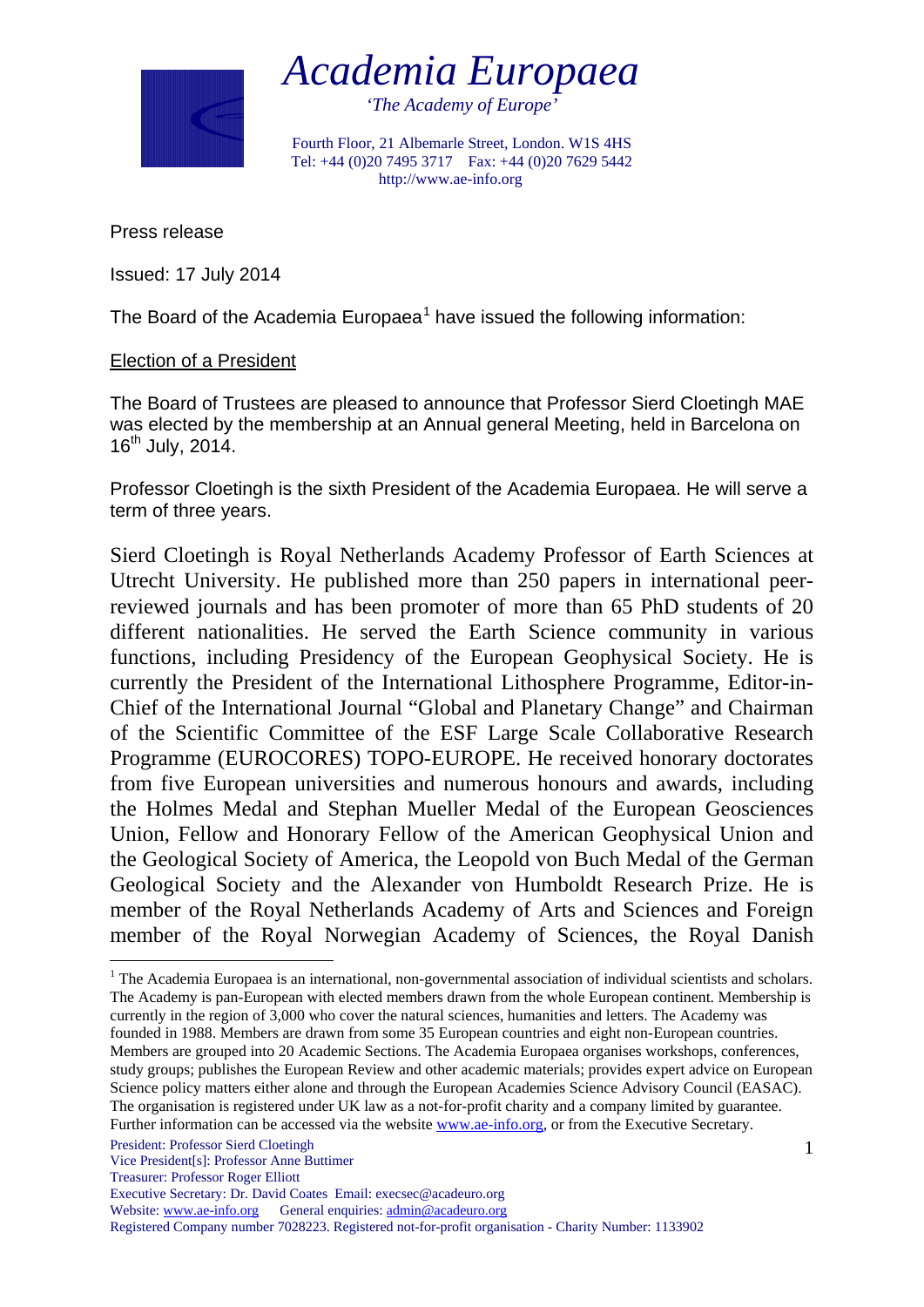# *Academia Europaea*

*'The Academy of Europe'*

Fourth Floor, 21 Albemarle Street, London. W1S 4HS
Tel: +44 (0)20 7495 3717 Fax: +44 (0)20 7629 5442
http://www.ae-info.org

Press release

Issued: 17 July 2014

The Board of the Academia Europaea[1] have issued the following information:

## Election of a President

The Board of Trustees are pleased to announce that Professor Sierd Cloetingh MAE was elected by the membership at an Annual general Meeting, held in Barcelona on 16th July, 2014.

Professor Cloetingh is the sixth President of the Academia Europaea. He will serve a term of three years.

Sierd Cloetingh is Royal Netherlands Academy Professor of Earth Sciences at Utrecht University. He published more than 250 papers in international peer-reviewed journals and has been promoter of more than 65 PhD students of 20 different nationalities. He served the Earth Science community in various functions, including Presidency of the European Geophysical Society. He is currently the President of the International Lithosphere Programme, Editor-in-Chief of the International Journal "Global and Planetary Change" and Chairman of the Scientific Committee of the ESF Large Scale Collaborative Research Programme (EUROCORES) TOPO-EUROPE. He received honorary doctorates from five European universities and numerous honours and awards, including the Holmes Medal and Stephan Mueller Medal of the European Geosciences Union, Fellow and Honorary Fellow of the American Geophysical Union and the Geological Society of America, the Leopold von Buch Medal of the German Geological Society and the Alexander von Humboldt Research Prize. He is member of the Royal Netherlands Academy of Arts and Sciences and Foreign member of the Royal Norwegian Academy of Sciences, the Royal Danish

---

[1] The Academia Europaea is an international, non-governmental association of individual scientists and scholars. The Academy is pan-European with elected members drawn from the whole European continent. Membership is currently in the region of 3,000 who cover the natural sciences, humanities and letters. The Academy was founded in 1988. Members are drawn from some 35 European countries and eight non-European countries. Members are grouped into 20 Academic Sections. The Academia Europaea organises workshops, conferences, study groups; publishes the European Review and other academic materials; provides expert advice on European Science policy matters either alone and through the European Academies Science Advisory Council (EASAC). The organisation is registered under UK law as a not-for-profit charity and a company limited by guarantee. Further information can be accessed via the website www.ae-info.org, or from the Executive Secretary.

President: Professor Sierd Cloetingh
Vice President[s]: Professor Anne Buttimer
Treasurer: Professor Roger Elliott
Executive Secretary: Dr. David Coates Email: execsec@acadeuro.org
Website: www.ae-info.org General enquiries: admin@acadeuro.org
Registered Company number 7028223. Registered not-for-profit organisation - Charity Number: 1133902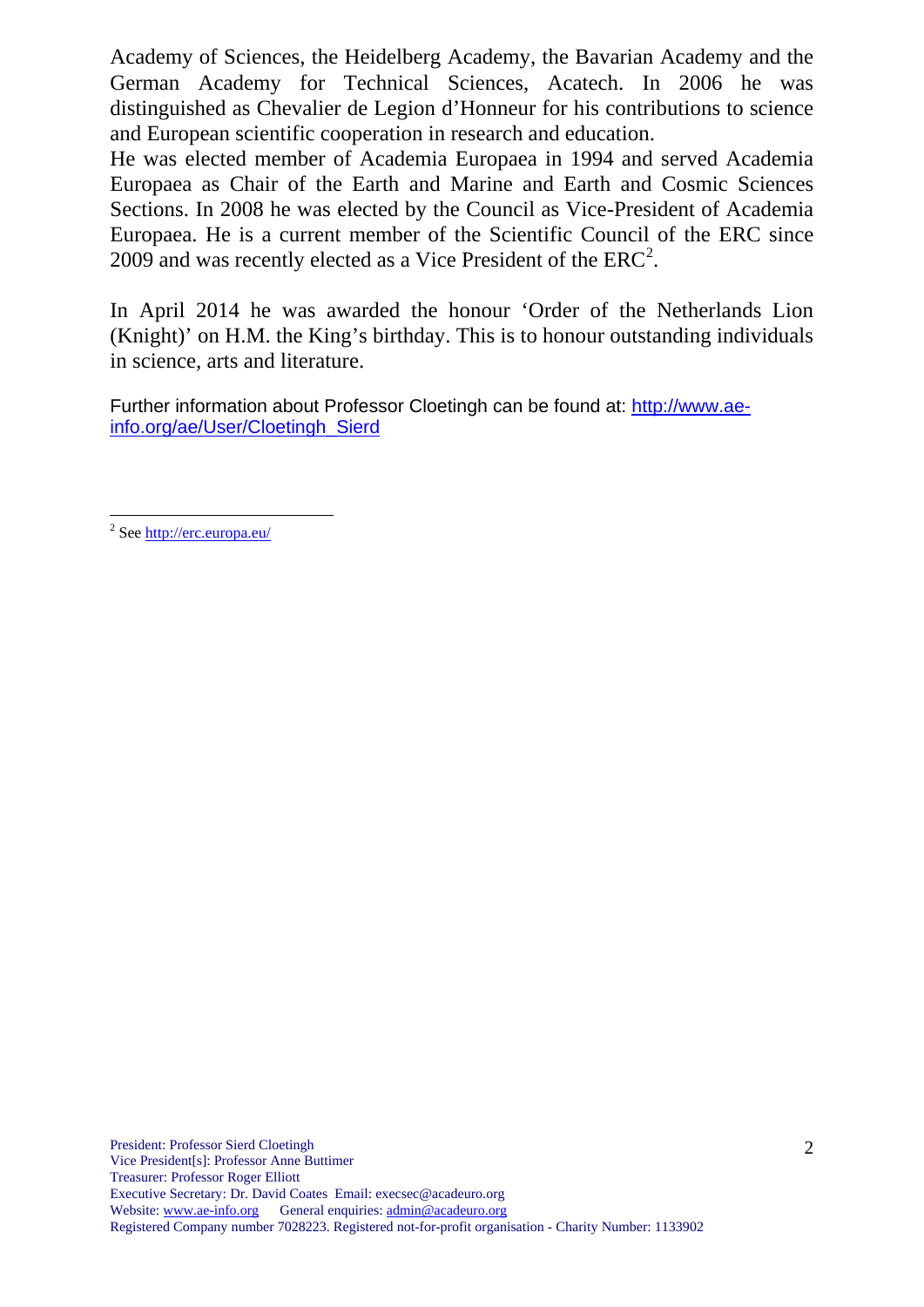Academy of Sciences, the Heidelberg Academy, the Bavarian Academy and the German Academy for Technical Sciences, Acatech. In 2006 he was distinguished as Chevalier de Legion d'Honneur for his contributions to science and European scientific cooperation in research and education.

He was elected member of Academia Europaea in 1994 and served Academia Europaea as Chair of the Earth and Marine and Earth and Cosmic Sciences Sections. In 2008 he was elected by the Council as Vice-President of Academia Europaea. He is a current member of the Scientific Council of the ERC since 2009 and was recently elected as a Vice President of the ERC[2].

In April 2014 he was awarded the honour 'Order of the Netherlands Lion (Knight)' on H.M. the King's birthday. This is to honour outstanding individuals in science, arts and literature.

Further information about Professor Cloetingh can be found at: http://www.ae-info.org/ae/User/Cloetingh_Sierd

[2] See http://erc.europa.eu/

President: Professor Sierd Cloetingh
Vice President[s]: Professor Anne Buttimer
Treasurer: Professor Roger Elliott
Executive Secretary: Dr. David Coates Email: execsec@acadeuro.org
Website: www.ae-info.org General enquiries: admin@acadeuro.org
Registered Company number 7028223. Registered not-for-profit organisation - Charity Number: 1133902